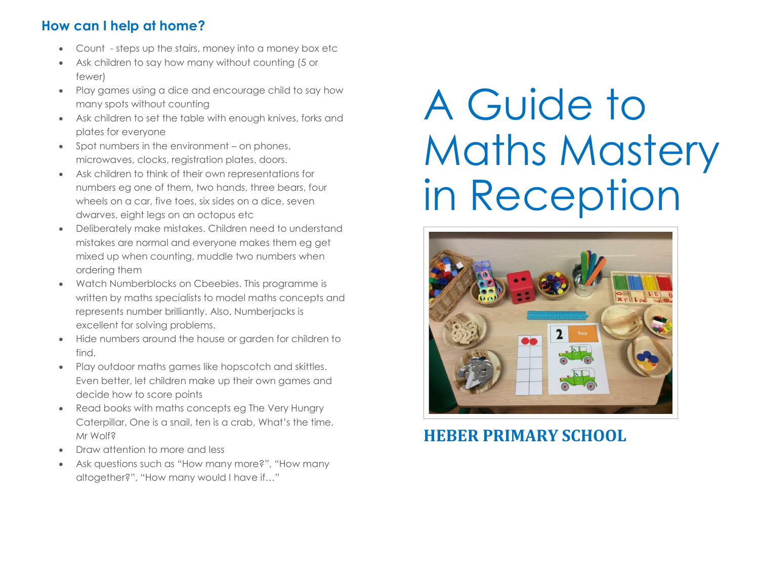## How can I help at home?

- Count - steps up the stairs, money into a money box etc
- Ask children to say how many without counting (5 or fewer)
- Play games using a dice and encourage child to say how many spots without counting
- Ask children to set the table with enough knives, forks and plates for everyone
- Spot numbers in the environment – on phones, microwaves, clocks, registration plates, doors.
- Ask children to think of their own representations for numbers eg one of them, two hands, three bears, four wheels on a car, five toes, six sides on a dice, seven dwarves, eight legs on an octopus etc
- Deliberately make mistakes. Children need to understand mistakes are normal and everyone makes them eg get mixed up when counting, muddle two numbers when ordering them
- Watch Numberblocks on Cbeebies. This programme is written by maths specialists to model maths concepts and represents number brilliantly. Also, Numberjacks is excellent for solving problems.
- Hide numbers around the house or garden for children to find.
- Play outdoor maths games like hopscotch and skittles. Even better, let children make up their own games and decide how to score points
- Read books with maths concepts eg The Very Hungry Caterpillar, One is a snail, ten is a crab, What's the time, Mr Wolf?
- Draw attention to more and less
- Ask questions such as "How many more?", "How many altogether?", "How many would I have if…"

# A Guide to Maths Mastery in Reception

**HEBER PRIMARY SCHOOL**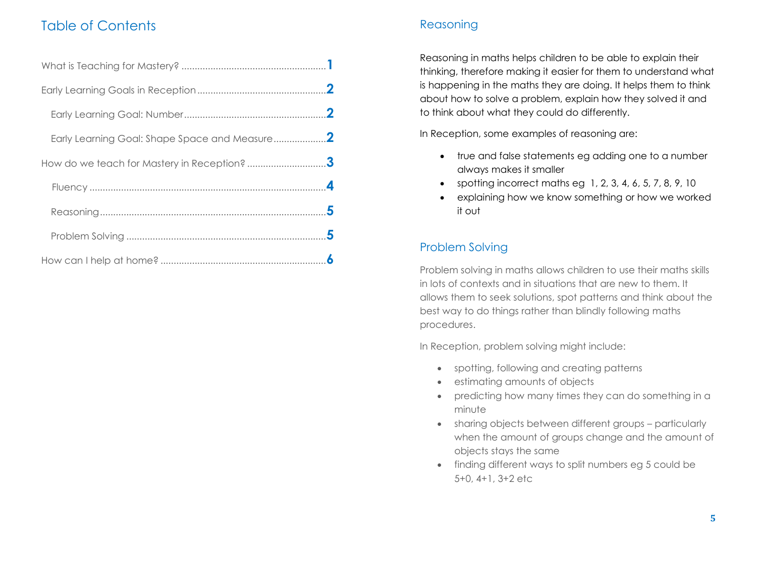## Table of Contents

What is Teaching for Mastery? .......................................................1

Early Learning Goals in Reception .................................................2

Early Learning Goal: Number ......................................................2

Early Learning Goal: Shape Space and Measure ....................2

How do we teach for Mastery in Reception? ..............................3

Fluency ..........................................................................................4

Reasoning ......................................................................................5

Problem Solving ............................................................................5

How can I help at home? ...............................................................6

## Reasoning

Reasoning in maths helps children to be able to explain their thinking, therefore making it easier for them to understand what is happening in the maths they are doing. It helps them to think about how to solve a problem, explain how they solved it and to think about what they could do differently.

In Reception, some examples of reasoning are:

- true and false statements eg adding one to a number always makes it smaller
- spotting incorrect maths eg 1, 2, 3, 4, 6, 5, 7, 8, 9, 10
- explaining how we know something or how we worked it out

## Problem Solving

Problem solving in maths allows children to use their maths skills in lots of contexts and in situations that are new to them. It allows them to seek solutions, spot patterns and think about the best way to do things rather than blindly following maths procedures.

In Reception, problem solving might include:

- spotting, following and creating patterns
- estimating amounts of objects
- predicting how many times they can do something in a minute
- sharing objects between different groups – particularly when the amount of groups change and the amount of objects stays the same
- finding different ways to split numbers eg 5 could be 5+0, 4+1, 3+2 etc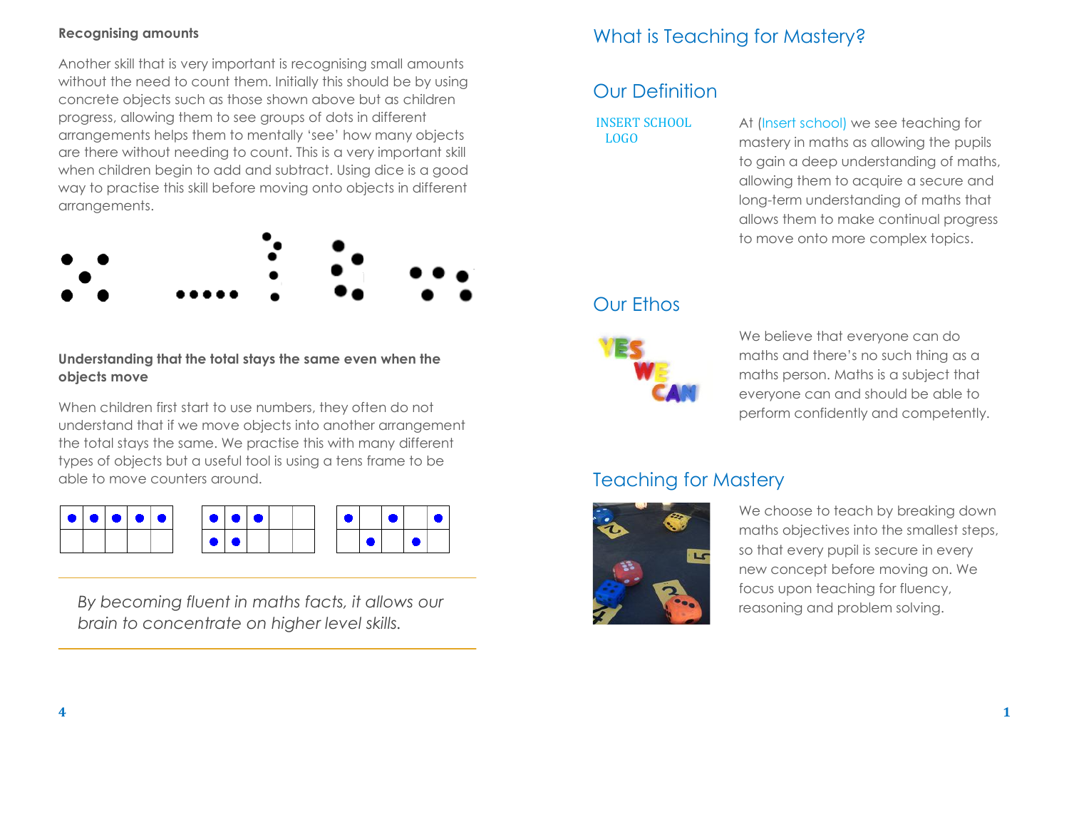**Recognising amounts**

Another skill that is very important is recognising small amounts without the need to count them. Initially this should be by using concrete objects such as those shown above but as children progress, allowing them to see groups of dots in different arrangements helps them to mentally 'see' how many objects are there without needing to count. This is a very important skill when children begin to add and subtract. Using dice is a good way to practise this skill before moving onto objects in different arrangements.

**Understanding that the total stays the same even when the objects move**

When children first start to use numbers, they often do not understand that if we move objects into another arrangement the total stays the same. We practise this with many different types of objects but a useful tool is using a tens frame to be able to move counters around.

*By becoming fluent in maths facts, it allows our brain to concentrate on higher level skills.*

# What is Teaching for Mastery?

## Our Definition

INSERT SCHOOL LOGO

At (Insert school) we see teaching for mastery in maths as allowing the pupils to gain a deep understanding of maths, allowing them to acquire a secure and long-term understanding of maths that allows them to make continual progress to move onto more complex topics.

## Our Ethos

We believe that everyone can do maths and there's no such thing as a maths person. Maths is a subject that everyone can and should be able to perform confidently and competently.

## Teaching for Mastery

We choose to teach by breaking down maths objectives into the smallest steps, so that every pupil is secure in every new concept before moving on. We focus upon teaching for fluency, reasoning and problem solving.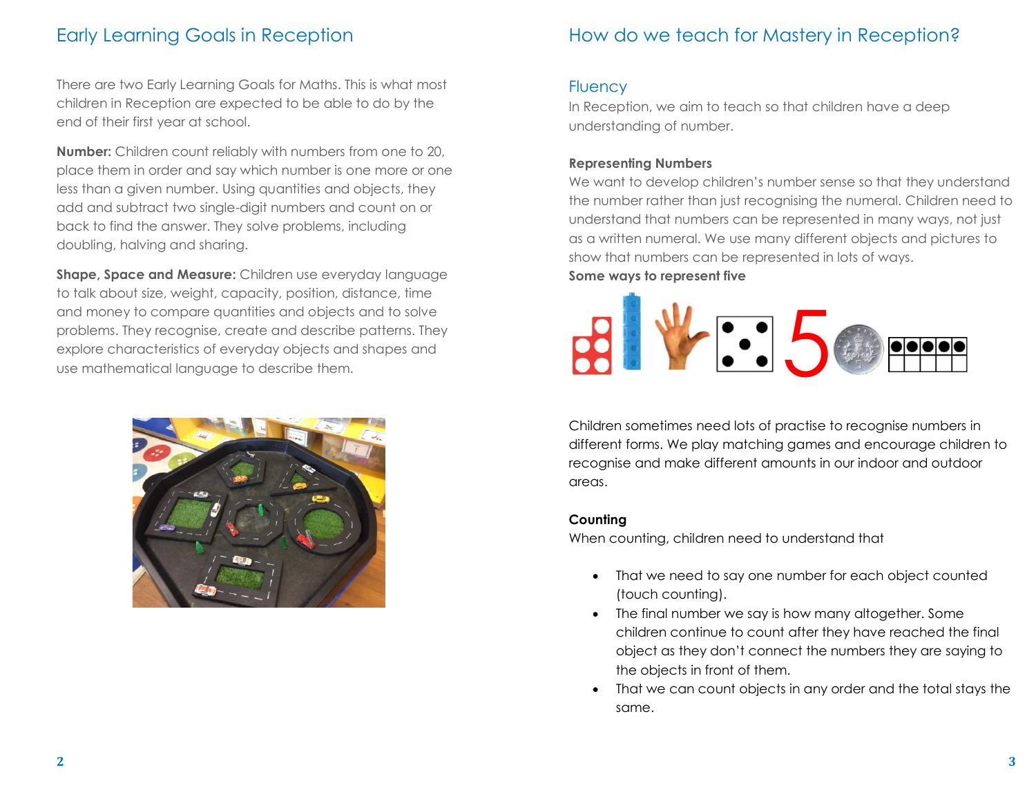# Early Learning Goals in Reception

There are two Early Learning Goals for Maths. This is what most children in Reception are expected to be able to do by the end of their first year at school.

**Number:** Children count reliably with numbers from one to 20, place them in order and say which number is one more or one less than a given number. Using quantities and objects, they add and subtract two single-digit numbers and count on or back to find the answer. They solve problems, including doubling, halving and sharing.

**Shape, Space and Measure:** Children use everyday language to talk about size, weight, capacity, position, distance, time and money to compare quantities and objects and to solve problems. They recognise, create and describe patterns. They explore characteristics of everyday objects and shapes and use mathematical language to describe them.

# How do we teach for Mastery in Reception?

## Fluency

In Reception, we aim to teach so that children have a deep understanding of number.

### Representing Numbers

We want to develop children's number sense so that they understand the number rather than just recognising the numeral. Children need to understand that numbers can be represented in many ways, not just as a written numeral. We use many different objects and pictures to show that numbers can be represented in lots of ways.

**Some ways to represent five**

5

Children sometimes need lots of practise to recognise numbers in different forms. We play matching games and encourage children to recognise and make different amounts in our indoor and outdoor areas.

### Counting

When counting, children need to understand that

- That we need to say one number for each object counted (touch counting).
- The final number we say is how many altogether. Some children continue to count after they have reached the final object as they don't connect the numbers they are saying to the objects in front of them.
- That we can count objects in any order and the total stays the same.